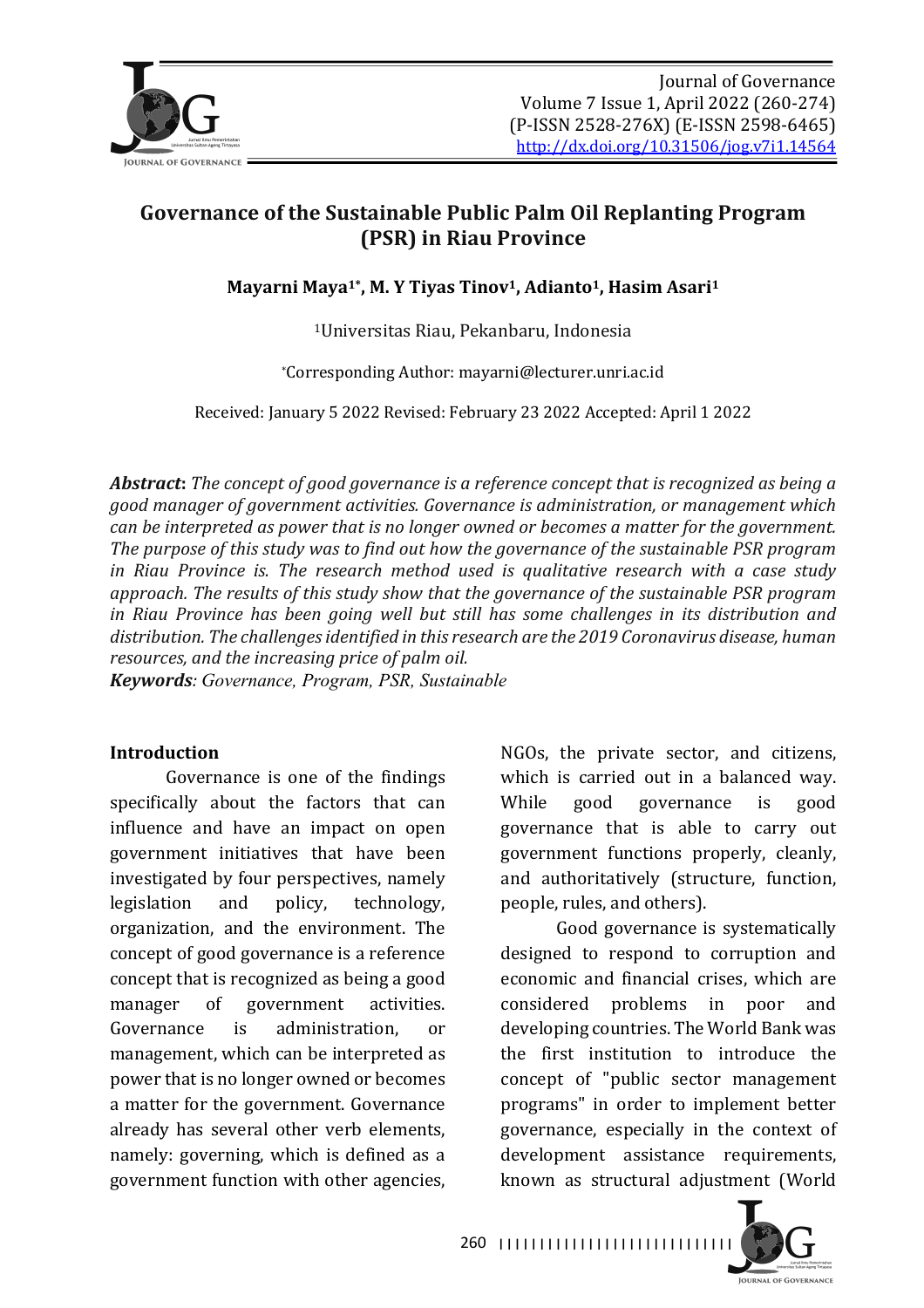# Governance of the Sustainable Public Palm Oil Replanting Program (PSR) in Riau Province

**Mayarni Maya[1*], M. Y Tiyas Tinov[1], Adianto[1], Hasim Asari[1]**

[1]Universitas Riau, Pekanbaru, Indonesia

[*]Corresponding Author: mayarni@lecturer.unri.ac.id

Received: January 5 2022 Revised: February 23 2022 Accepted: April 1 2022

***Abstract***: *The concept of good governance is a reference concept that is recognized as being a good manager of government activities. Governance is administration, or management which can be interpreted as power that is no longer owned or becomes a matter for the government. The purpose of this study was to find out how the governance of the sustainable PSR program in Riau Province is. The research method used is qualitative research with a case study approach. The results of this study show that the governance of the sustainable PSR program in Riau Province has been going well but still has some challenges in its distribution and distribution. The challenges identified in this research are the 2019 Coronavirus disease, human resources, and the increasing price of palm oil.*

***Keywords****: Governance, Program, PSR, Sustainable*

## Introduction

Governance is one of the findings specifically about the factors that can influence and have an impact on open government initiatives that have been investigated by four perspectives, namely legislation and policy, technology, organization, and the environment. The concept of good governance is a reference concept that is recognized as being a good manager of government activities. Governance is administration, or management, which can be interpreted as power that is no longer owned or becomes a matter for the government. Governance already has several other verb elements, namely: governing, which is defined as a government function with other agencies, NGOs, the private sector, and citizens, which is carried out in a balanced way. While good governance is good governance that is able to carry out government functions properly, cleanly, and authoritatively (structure, function, people, rules, and others).

Good governance is systematically designed to respond to corruption and economic and financial crises, which are considered problems in poor and developing countries. The World Bank was the first institution to introduce the concept of "public sector management programs" in order to implement better governance, especially in the context of development assistance requirements, known as structural adjustment (World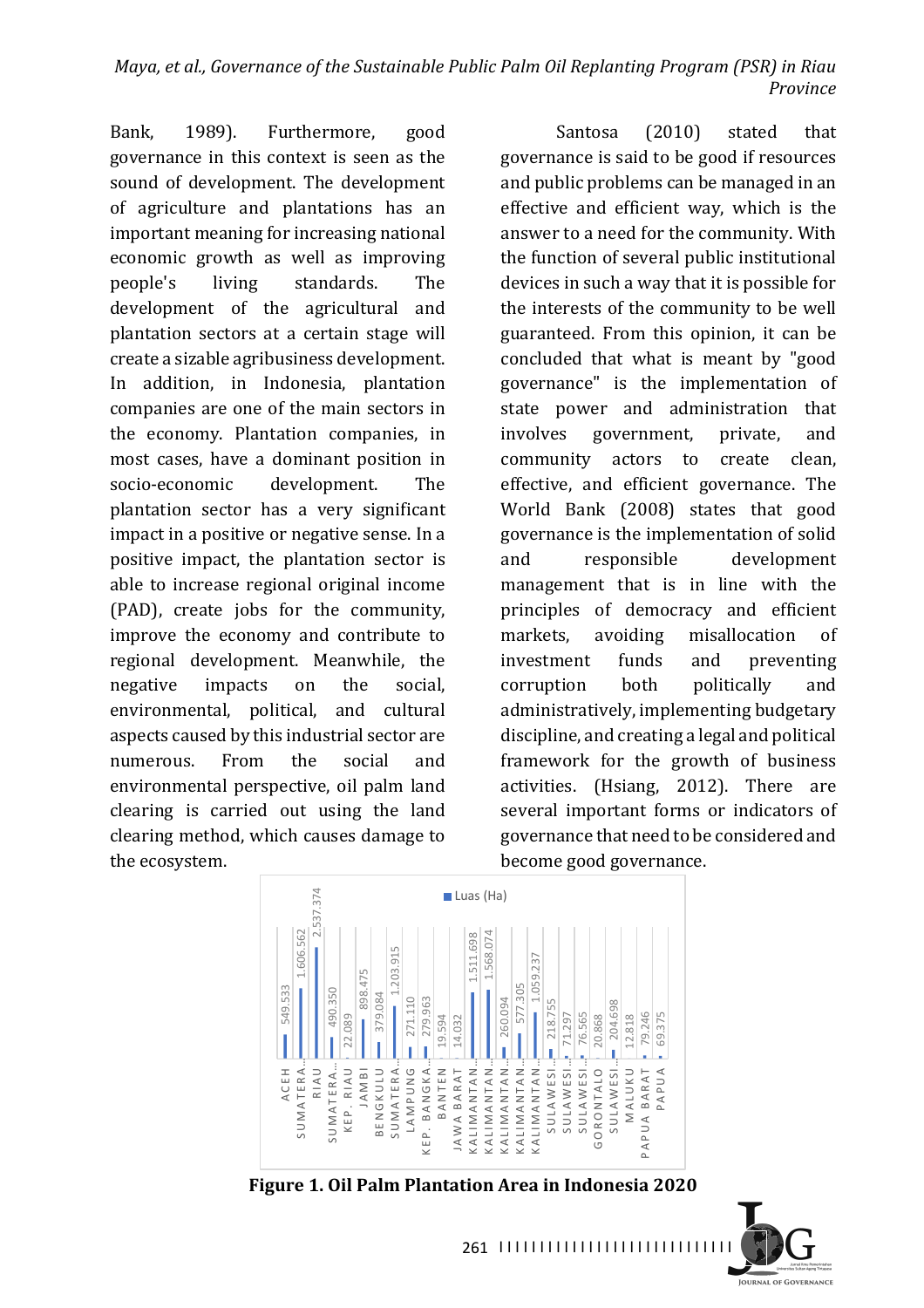Bank, 1989). Furthermore, good governance in this context is seen as the sound of development. The development of agriculture and plantations has an important meaning for increasing national economic growth as well as improving people's living standards. The development of the agricultural and plantation sectors at a certain stage will create a sizable agribusiness development. In addition, in Indonesia, plantation companies are one of the main sectors in the economy. Plantation companies, in most cases, have a dominant position in socio-economic development. The plantation sector has a very significant impact in a positive or negative sense. In a positive impact, the plantation sector is able to increase regional original income (PAD), create jobs for the community, improve the economy and contribute to regional development. Meanwhile, the negative impacts on the social, environmental, political, and cultural aspects caused by this industrial sector are numerous. From the social and environmental perspective, oil palm land clearing is carried out using the land clearing method, which causes damage to the ecosystem.

Santosa (2010) stated that governance is said to be good if resources and public problems can be managed in an effective and efficient way, which is the answer to a need for the community. With the function of several public institutional devices in such a way that it is possible for the interests of the community to be well guaranteed. From this opinion, it can be concluded that what is meant by "good governance" is the implementation of state power and administration that involves government, private, and community actors to create clean, effective, and efficient governance. The World Bank (2008) states that good governance is the implementation of solid and responsible development management that is in line with the principles of democracy and efficient markets, avoiding misallocation of investment funds and preventing corruption both politically and administratively, implementing budgetary discipline, and creating a legal and political framework for the growth of business activities. (Hsiang, 2012). There are several important forms or indicators of governance that need to be considered and become good governance.

| Province | Luas (Ha) |
|---|---|
| ACEH | 549.533 |
| SUMATERA... | 1.606.562 |
| RIAU | 2.537.374 |
| SUMATERA... | 490.350 |
| KEP. RIAU | 22.089 |
| JAMBI | 898.475 |
| BENGKULU | 379.084 |
| SUMATERA... | 1.203.915 |
| LAMPUNG | 271.110 |
| KEP. BANGKA... | 279.963 |
| BANTEN | 19.594 |
| JAWA BARAT | 14.032 |
| KALIMANTAN... | 1.511.698 |
| KALIMANTAN... | 1.568.074 |
| KALIMANTAN... | 260.094 |
| KALIMANTAN... | 577.305 |
| KALIMANTAN... | 1.059.237 |
| SULAWESI... | 218.755 |
| SULAWESI... | 71.297 |
| SULAWESI... | 76.565 |
| GORONTALO | 20.868 |
| SULAWESI... | 204.698 |
| MALUKU | 12.818 |
| PAPUA BARAT | 79.246 |
| PAPUA | 69.375 |

**Figure 1. Oil Palm Plantation Area in Indonesia 2020**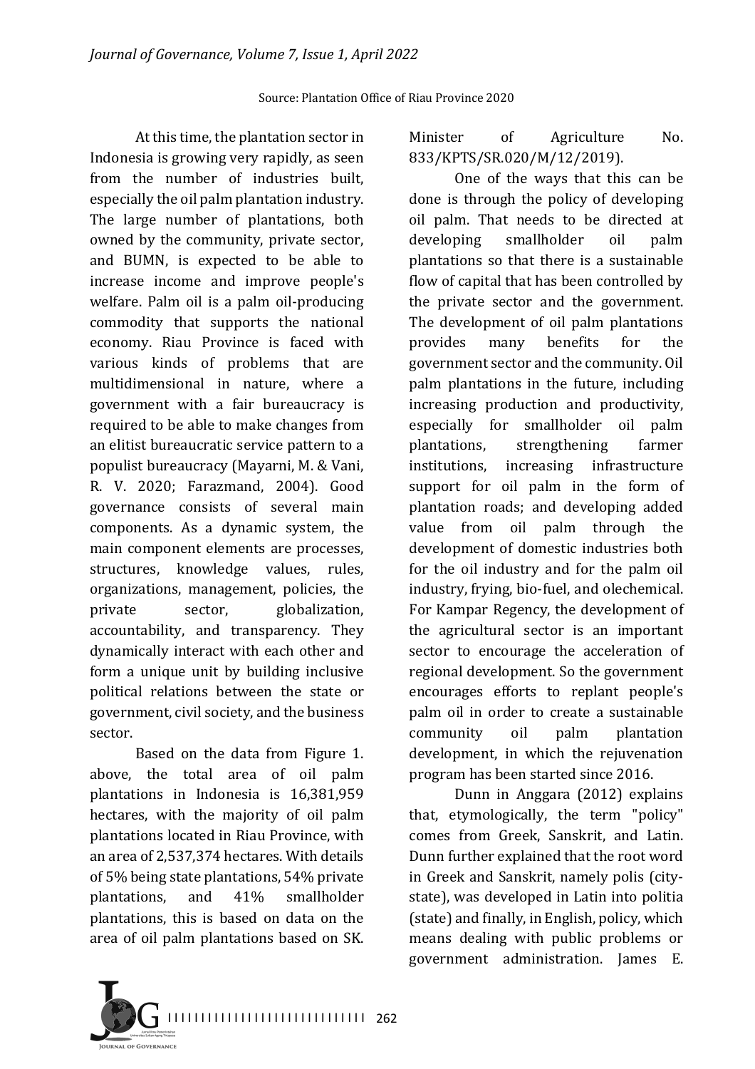Source: Plantation Office of Riau Province 2020

At this time, the plantation sector in Indonesia is growing very rapidly, as seen from the number of industries built, especially the oil palm plantation industry. The large number of plantations, both owned by the community, private sector, and BUMN, is expected to be able to increase income and improve people's welfare. Palm oil is a palm oil-producing commodity that supports the national economy. Riau Province is faced with various kinds of problems that are multidimensional in nature, where a government with a fair bureaucracy is required to be able to make changes from an elitist bureaucratic service pattern to a populist bureaucracy (Mayarni, M. & Vani, R. V. 2020; Farazmand, 2004). Good governance consists of several main components. As a dynamic system, the main component elements are processes, structures, knowledge values, rules, organizations, management, policies, the private sector, globalization, accountability, and transparency. They dynamically interact with each other and form a unique unit by building inclusive political relations between the state or government, civil society, and the business sector.

Based on the data from Figure 1. above, the total area of oil palm plantations in Indonesia is 16,381,959 hectares, with the majority of oil palm plantations located in Riau Province, with an area of 2,537,374 hectares. With details of 5% being state plantations, 54% private plantations, and 41% smallholder plantations, this is based on data on the area of oil palm plantations based on SK. Minister of Agriculture No. 833/KPTS/SR.020/M/12/2019).

One of the ways that this can be done is through the policy of developing oil palm. That needs to be directed at developing smallholder oil palm plantations so that there is a sustainable flow of capital that has been controlled by the private sector and the government. The development of oil palm plantations provides many benefits for the government sector and the community. Oil palm plantations in the future, including increasing production and productivity, especially for smallholder oil palm plantations, strengthening farmer institutions, increasing infrastructure support for oil palm in the form of plantation roads; and developing added value from oil palm through the development of domestic industries both for the oil industry and for the palm oil industry, frying, bio-fuel, and olechemical. For Kampar Regency, the development of the agricultural sector is an important sector to encourage the acceleration of regional development. So the government encourages efforts to replant people's palm oil in order to create a sustainable community oil palm plantation development, in which the rejuvenation program has been started since 2016.

Dunn in Anggara (2012) explains that, etymologically, the term "policy" comes from Greek, Sanskrit, and Latin. Dunn further explained that the root word in Greek and Sanskrit, namely polis (city-state), was developed in Latin into politia (state) and finally, in English, policy, which means dealing with public problems or government administration. James E.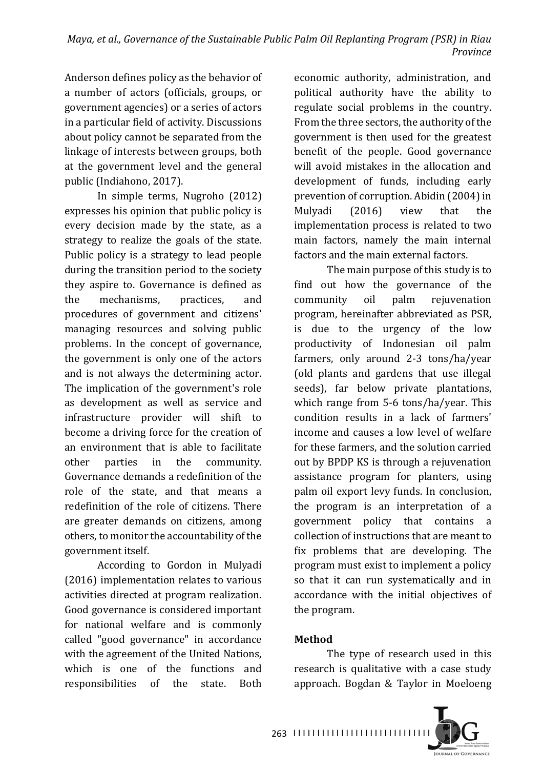Anderson defines policy as the behavior of a number of actors (officials, groups, or government agencies) or a series of actors in a particular field of activity. Discussions about policy cannot be separated from the linkage of interests between groups, both at the government level and the general public (Indiahono, 2017).

In simple terms, Nugroho (2012) expresses his opinion that public policy is every decision made by the state, as a strategy to realize the goals of the state. Public policy is a strategy to lead people during the transition period to the society they aspire to. Governance is defined as the mechanisms, practices, and procedures of government and citizens' managing resources and solving public problems. In the concept of governance, the government is only one of the actors and is not always the determining actor. The implication of the government's role as development as well as service and infrastructure provider will shift to become a driving force for the creation of an environment that is able to facilitate other parties in the community. Governance demands a redefinition of the role of the state, and that means a redefinition of the role of citizens. There are greater demands on citizens, among others, to monitor the accountability of the government itself.

According to Gordon in Mulyadi (2016) implementation relates to various activities directed at program realization. Good governance is considered important for national welfare and is commonly called "good governance" in accordance with the agreement of the United Nations, which is one of the functions and responsibilities of the state. Both economic authority, administration, and political authority have the ability to regulate social problems in the country. From the three sectors, the authority of the government is then used for the greatest benefit of the people. Good governance will avoid mistakes in the allocation and development of funds, including early prevention of corruption. Abidin (2004) in Mulyadi (2016) view that the implementation process is related to two main factors, namely the main internal factors and the main external factors.

The main purpose of this study is to find out how the governance of the community oil palm rejuvenation program, hereinafter abbreviated as PSR, is due to the urgency of the low productivity of Indonesian oil palm farmers, only around 2-3 tons/ha/year (old plants and gardens that use illegal seeds), far below private plantations, which range from 5-6 tons/ha/year. This condition results in a lack of farmers' income and causes a low level of welfare for these farmers, and the solution carried out by BPDP KS is through a rejuvenation assistance program for planters, using palm oil export levy funds. In conclusion, the program is an interpretation of a government policy that contains a collection of instructions that are meant to fix problems that are developing. The program must exist to implement a policy so that it can run systematically and in accordance with the initial objectives of the program.

## Method

The type of research used in this research is qualitative with a case study approach. Bogdan & Taylor in Moeloeng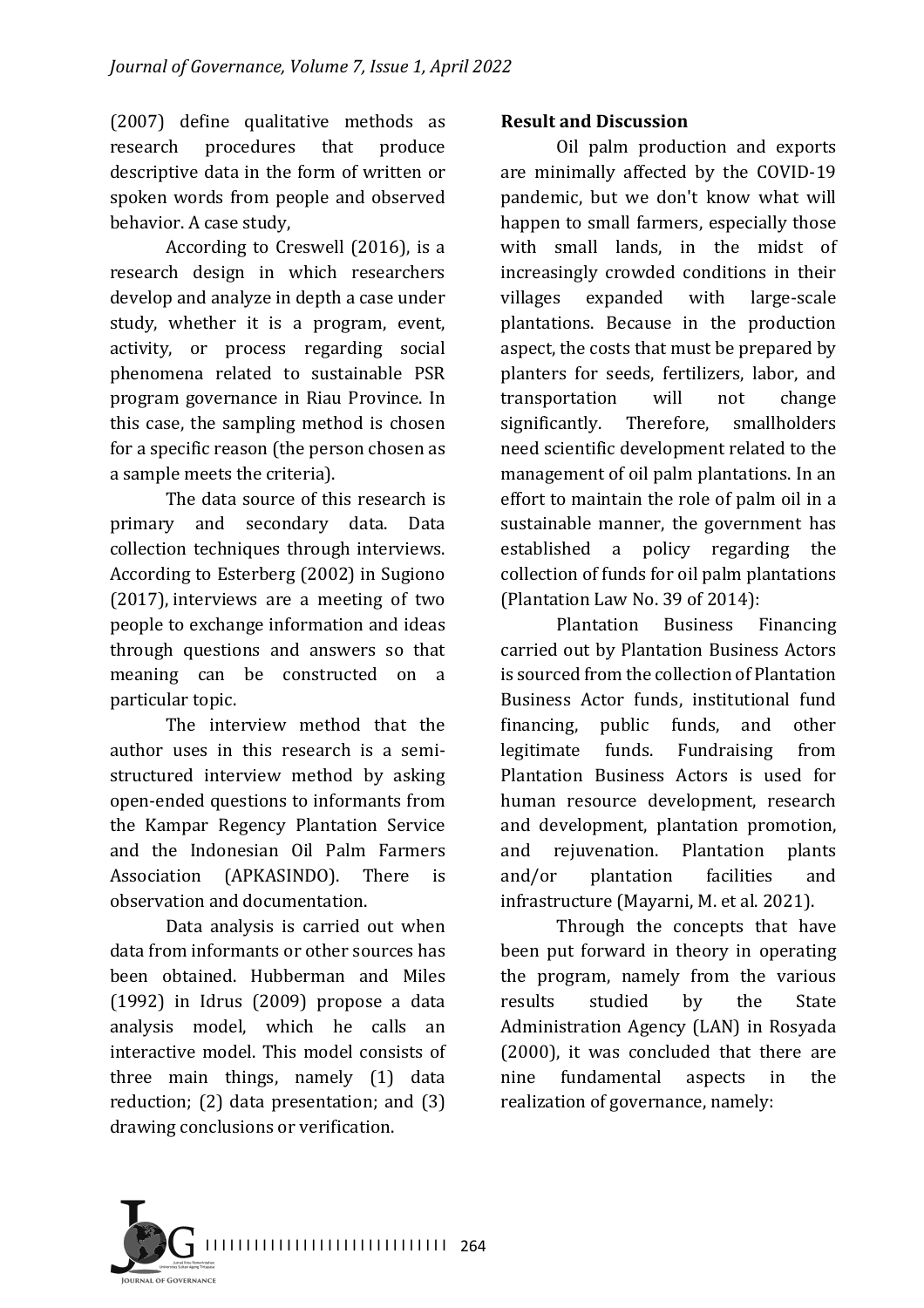(2007) define qualitative methods as research procedures that produce descriptive data in the form of written or spoken words from people and observed behavior. A case study,

According to Creswell (2016), is a research design in which researchers develop and analyze in depth a case under study, whether it is a program, event, activity, or process regarding social phenomena related to sustainable PSR program governance in Riau Province. In this case, the sampling method is chosen for a specific reason (the person chosen as a sample meets the criteria).

The data source of this research is primary and secondary data. Data collection techniques through interviews. According to Esterberg (2002) in Sugiono (2017), interviews are a meeting of two people to exchange information and ideas through questions and answers so that meaning can be constructed on a particular topic.

The interview method that the author uses in this research is a semi-structured interview method by asking open-ended questions to informants from the Kampar Regency Plantation Service and the Indonesian Oil Palm Farmers Association (APKASINDO). There is observation and documentation.

Data analysis is carried out when data from informants or other sources has been obtained. Hubberman and Miles (1992) in Idrus (2009) propose a data analysis model, which he calls an interactive model. This model consists of three main things, namely (1) data reduction; (2) data presentation; and (3) drawing conclusions or verification.

**Result and Discussion**

Oil palm production and exports are minimally affected by the COVID-19 pandemic, but we don't know what will happen to small farmers, especially those with small lands, in the midst of increasingly crowded conditions in their villages expanded with large-scale plantations. Because in the production aspect, the costs that must be prepared by planters for seeds, fertilizers, labor, and transportation will not change significantly. Therefore, smallholders need scientific development related to the management of oil palm plantations. In an effort to maintain the role of palm oil in a sustainable manner, the government has established a policy regarding the collection of funds for oil palm plantations (Plantation Law No. 39 of 2014):

Plantation Business Financing carried out by Plantation Business Actors is sourced from the collection of Plantation Business Actor funds, institutional fund financing, public funds, and other legitimate funds. Fundraising from Plantation Business Actors is used for human resource development, research and development, plantation promotion, and rejuvenation. Plantation plants and/or plantation facilities and infrastructure (Mayarni, M. et al. 2021).

Through the concepts that have been put forward in theory in operating the program, namely from the various results studied by the State Administration Agency (LAN) in Rosyada (2000), it was concluded that there are nine fundamental aspects in the realization of governance, namely: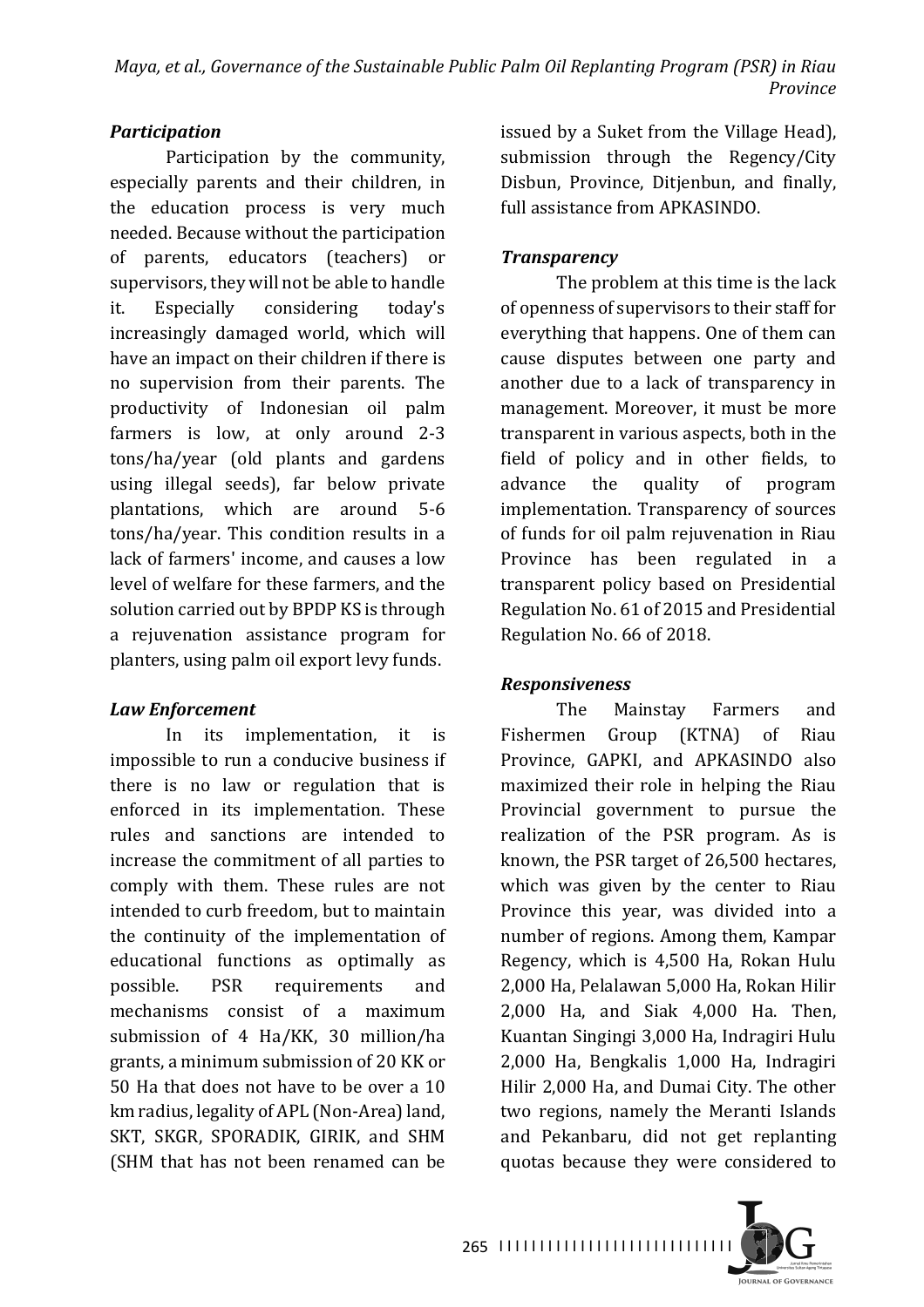### *Participation*

Participation by the community, especially parents and their children, in the education process is very much needed. Because without the participation of parents, educators (teachers) or supervisors, they will not be able to handle it. Especially considering today's increasingly damaged world, which will have an impact on their children if there is no supervision from their parents. The productivity of Indonesian oil palm farmers is low, at only around 2-3 tons/ha/year (old plants and gardens using illegal seeds), far below private plantations, which are around 5-6 tons/ha/year. This condition results in a lack of farmers' income, and causes a low level of welfare for these farmers, and the solution carried out by BPDP KS is through a rejuvenation assistance program for planters, using palm oil export levy funds.

### *Law Enforcement*

In its implementation, it is impossible to run a conducive business if there is no law or regulation that is enforced in its implementation. These rules and sanctions are intended to increase the commitment of all parties to comply with them. These rules are not intended to curb freedom, but to maintain the continuity of the implementation of educational functions as optimally as possible. PSR requirements and mechanisms consist of a maximum submission of 4 Ha/KK, 30 million/ha grants, a minimum submission of 20 KK or 50 Ha that does not have to be over a 10 km radius, legality of APL (Non-Area) land, SKT, SKGR, SPORADIK, GIRIK, and SHM (SHM that has not been renamed can be issued by a Suket from the Village Head), submission through the Regency/City Disbun, Province, Ditjenbun, and finally, full assistance from APKASINDO.

### *Transparency*

The problem at this time is the lack of openness of supervisors to their staff for everything that happens. One of them can cause disputes between one party and another due to a lack of transparency in management. Moreover, it must be more transparent in various aspects, both in the field of policy and in other fields, to advance the quality of program implementation. Transparency of sources of funds for oil palm rejuvenation in Riau Province has been regulated in a transparent policy based on Presidential Regulation No. 61 of 2015 and Presidential Regulation No. 66 of 2018.

### *Responsiveness*

The Mainstay Farmers and Fishermen Group (KTNA) of Riau Province, GAPKI, and APKASINDO also maximized their role in helping the Riau Provincial government to pursue the realization of the PSR program. As is known, the PSR target of 26,500 hectares, which was given by the center to Riau Province this year, was divided into a number of regions. Among them, Kampar Regency, which is 4,500 Ha, Rokan Hulu 2,000 Ha, Pelalawan 5,000 Ha, Rokan Hilir 2,000 Ha, and Siak 4,000 Ha. Then, Kuantan Singingi 3,000 Ha, Indragiri Hulu 2,000 Ha, Bengkalis 1,000 Ha, Indragiri Hilir 2,000 Ha, and Dumai City. The other two regions, namely the Meranti Islands and Pekanbaru, did not get replanting quotas because they were considered to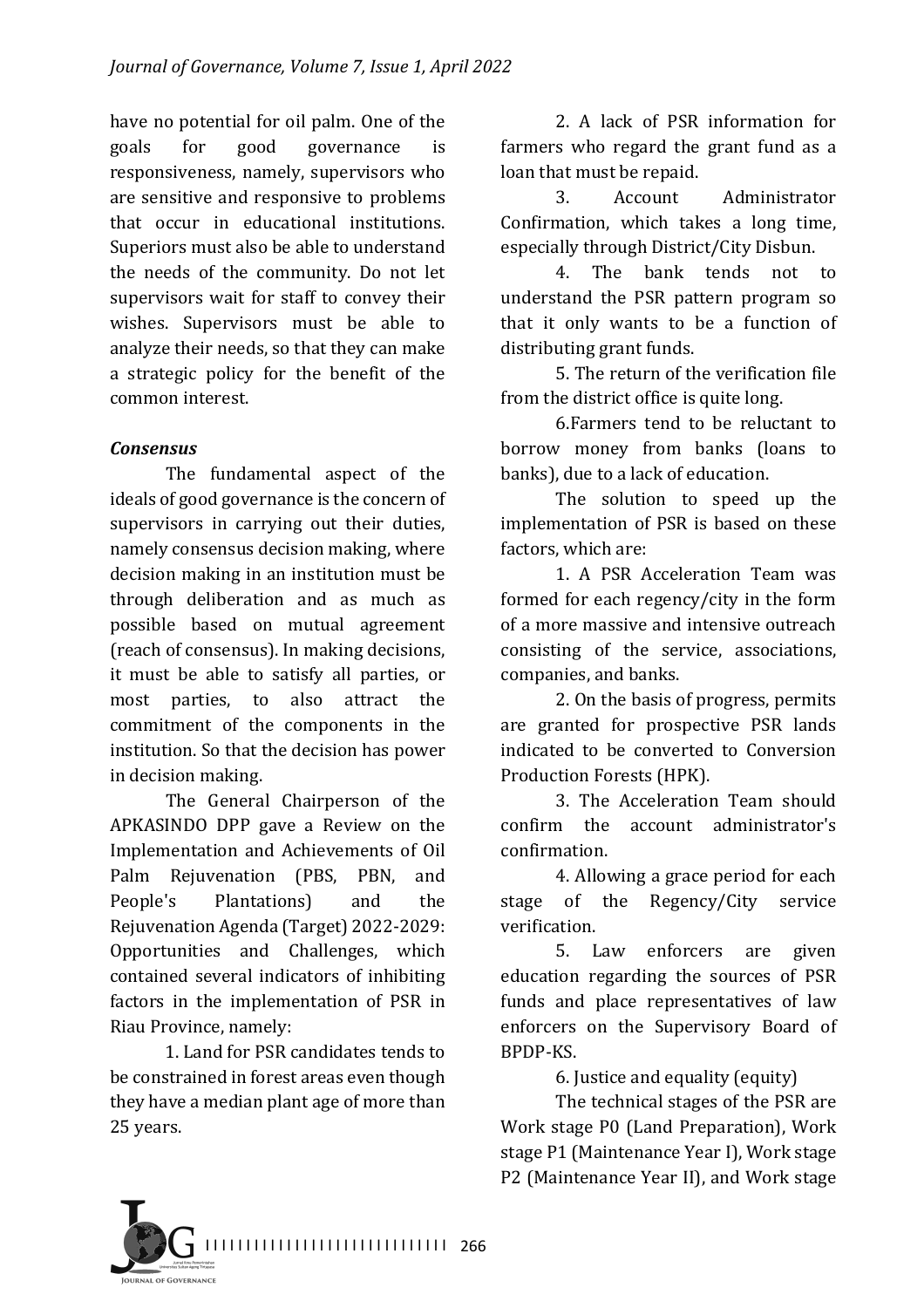have no potential for oil palm. One of the goals for good governance is responsiveness, namely, supervisors who are sensitive and responsive to problems that occur in educational institutions. Superiors must also be able to understand the needs of the community. Do not let supervisors wait for staff to convey their wishes. Supervisors must be able to analyze their needs, so that they can make a strategic policy for the benefit of the common interest.

### *Consensus*

The fundamental aspect of the ideals of good governance is the concern of supervisors in carrying out their duties, namely consensus decision making, where decision making in an institution must be through deliberation and as much as possible based on mutual agreement (reach of consensus). In making decisions, it must be able to satisfy all parties, or most parties, to also attract the commitment of the components in the institution. So that the decision has power in decision making.

The General Chairperson of the APKASINDO DPP gave a Review on the Implementation and Achievements of Oil Palm Rejuvenation (PBS, PBN, and People's Plantations) and the Rejuvenation Agenda (Target) 2022-2029: Opportunities and Challenges, which contained several indicators of inhibiting factors in the implementation of PSR in Riau Province, namely:

1. Land for PSR candidates tends to be constrained in forest areas even though they have a median plant age of more than 25 years.
2. A lack of PSR information for farmers who regard the grant fund as a loan that must be repaid.
3. Account Administrator Confirmation, which takes a long time, especially through District/City Disbun.
4. The bank tends not to understand the PSR pattern program so that it only wants to be a function of distributing grant funds.
5. The return of the verification file from the district office is quite long.
6. Farmers tend to be reluctant to borrow money from banks (loans to banks), due to a lack of education.

The solution to speed up the implementation of PSR is based on these factors, which are:

1. A PSR Acceleration Team was formed for each regency/city in the form of a more massive and intensive outreach consisting of the service, associations, companies, and banks.
2. On the basis of progress, permits are granted for prospective PSR lands indicated to be converted to Conversion Production Forests (HPK).
3. The Acceleration Team should confirm the account administrator's confirmation.
4. Allowing a grace period for each stage of the Regency/City service verification.
5. Law enforcers are given education regarding the sources of PSR funds and place representatives of law enforcers on the Supervisory Board of BPDP-KS.
6. Justice and equality (equity)

The technical stages of the PSR are Work stage P0 (Land Preparation), Work stage P1 (Maintenance Year I), Work stage P2 (Maintenance Year II), and Work stage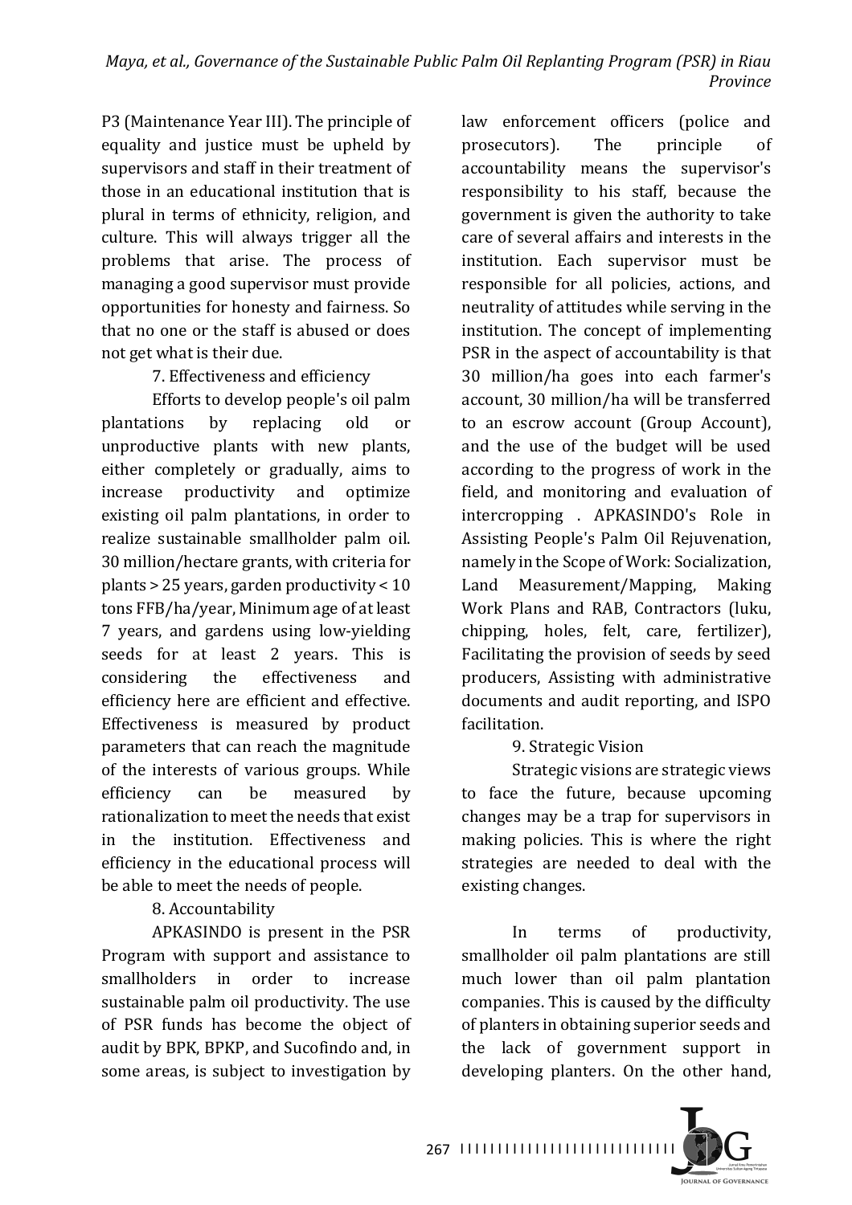P3 (Maintenance Year III). The principle of equality and justice must be upheld by supervisors and staff in their treatment of those in an educational institution that is plural in terms of ethnicity, religion, and culture. This will always trigger all the problems that arise. The process of managing a good supervisor must provide opportunities for honesty and fairness. So that no one or the staff is abused or does not get what is their due.

7. Effectiveness and efficiency

Efforts to develop people's oil palm plantations by replacing old or unproductive plants with new plants, either completely or gradually, aims to increase productivity and optimize existing oil palm plantations, in order to realize sustainable smallholder palm oil. 30 million/hectare grants, with criteria for plants > 25 years, garden productivity < 10 tons FFB/ha/year, Minimum age of at least 7 years, and gardens using low-yielding seeds for at least 2 years. This is considering the effectiveness and efficiency here are efficient and effective. Effectiveness is measured by product parameters that can reach the magnitude of the interests of various groups. While efficiency can be measured by rationalization to meet the needs that exist in the institution. Effectiveness and efficiency in the educational process will be able to meet the needs of people.

8. Accountability

APKASINDO is present in the PSR Program with support and assistance to smallholders in order to increase sustainable palm oil productivity. The use of PSR funds has become the object of audit by BPK, BPKP, and Sucofindo and, in some areas, is subject to investigation by law enforcement officers (police and prosecutors). The principle of accountability means the supervisor's responsibility to his staff, because the government is given the authority to take care of several affairs and interests in the institution. Each supervisor must be responsible for all policies, actions, and neutrality of attitudes while serving in the institution. The concept of implementing PSR in the aspect of accountability is that 30 million/ha goes into each farmer's account, 30 million/ha will be transferred to an escrow account (Group Account), and the use of the budget will be used according to the progress of work in the field, and monitoring and evaluation of intercropping . APKASINDO's Role in Assisting People's Palm Oil Rejuvenation, namely in the Scope of Work: Socialization, Land Measurement/Mapping, Making Work Plans and RAB, Contractors (luku, chipping, holes, felt, care, fertilizer), Facilitating the provision of seeds by seed producers, Assisting with administrative documents and audit reporting, and ISPO facilitation.

9. Strategic Vision

Strategic visions are strategic views to face the future, because upcoming changes may be a trap for supervisors in making policies. This is where the right strategies are needed to deal with the existing changes.

In terms of productivity, smallholder oil palm plantations are still much lower than oil palm plantation companies. This is caused by the difficulty of planters in obtaining superior seeds and the lack of government support in developing planters. On the other hand,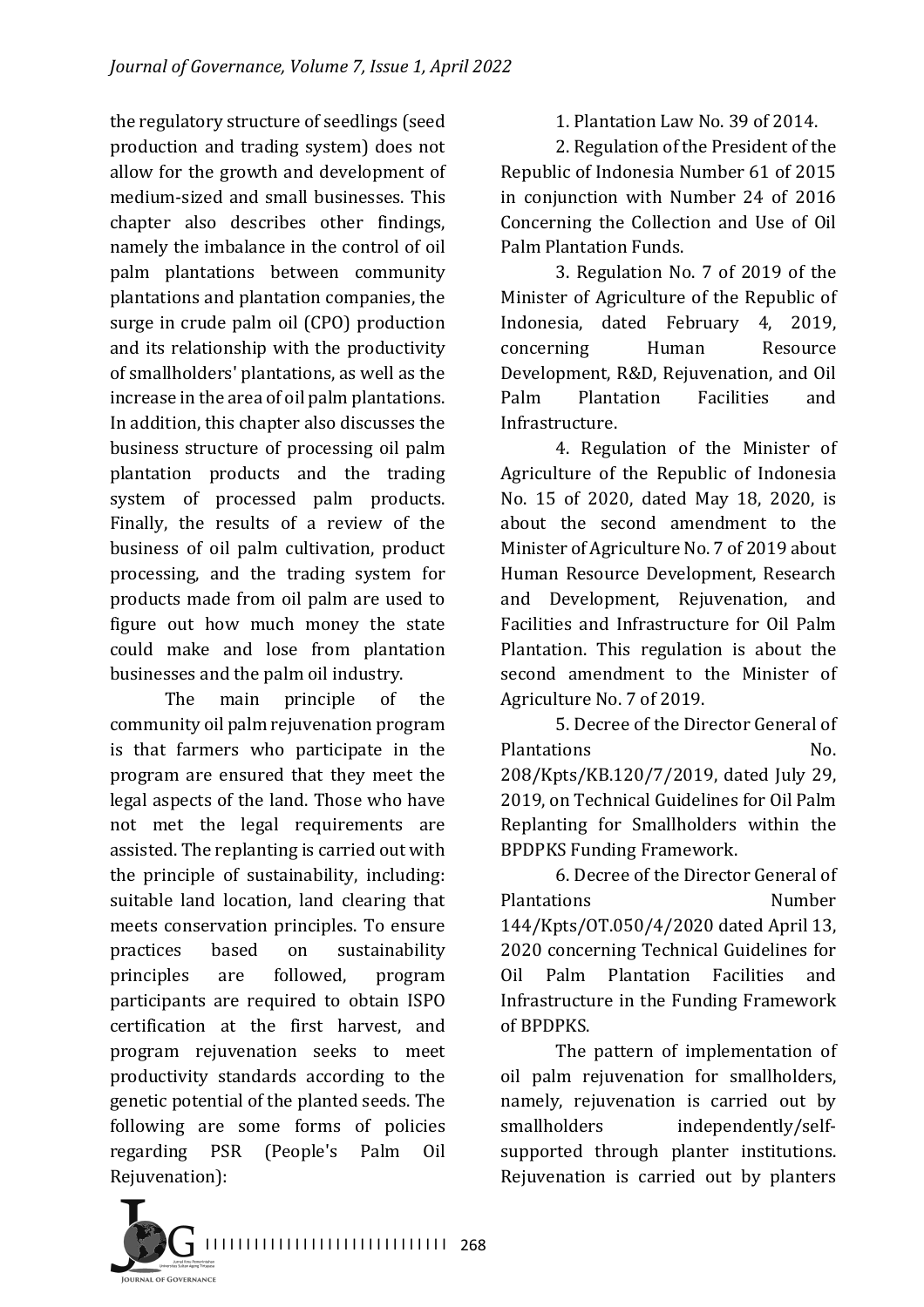the regulatory structure of seedlings (seed production and trading system) does not allow for the growth and development of medium-sized and small businesses. This chapter also describes other findings, namely the imbalance in the control of oil palm plantations between community plantations and plantation companies, the surge in crude palm oil (CPO) production and its relationship with the productivity of smallholders' plantations, as well as the increase in the area of oil palm plantations. In addition, this chapter also discusses the business structure of processing oil palm plantation products and the trading system of processed palm products. Finally, the results of a review of the business of oil palm cultivation, product processing, and the trading system for products made from oil palm are used to figure out how much money the state could make and lose from plantation businesses and the palm oil industry.

The main principle of the community oil palm rejuvenation program is that farmers who participate in the program are ensured that they meet the legal aspects of the land. Those who have not met the legal requirements are assisted. The replanting is carried out with the principle of sustainability, including: suitable land location, land clearing that meets conservation principles. To ensure practices based on sustainability principles are followed, program participants are required to obtain ISPO certification at the first harvest, and program rejuvenation seeks to meet productivity standards according to the genetic potential of the planted seeds. The following are some forms of policies regarding PSR (People's Palm Oil Rejuvenation):

1. Plantation Law No. 39 of 2014.
2. Regulation of the President of the Republic of Indonesia Number 61 of 2015 in conjunction with Number 24 of 2016 Concerning the Collection and Use of Oil Palm Plantation Funds.
3. Regulation No. 7 of 2019 of the Minister of Agriculture of the Republic of Indonesia, dated February 4, 2019, concerning Human Resource Development, R&D, Rejuvenation, and Oil Palm Plantation Facilities and Infrastructure.
4. Regulation of the Minister of Agriculture of the Republic of Indonesia No. 15 of 2020, dated May 18, 2020, is about the second amendment to the Minister of Agriculture No. 7 of 2019 about Human Resource Development, Research and Development, Rejuvenation, and Facilities and Infrastructure for Oil Palm Plantation. This regulation is about the second amendment to the Minister of Agriculture No. 7 of 2019.
5. Decree of the Director General of Plantations No. 208/Kpts/KB.120/7/2019, dated July 29, 2019, on Technical Guidelines for Oil Palm Replanting for Smallholders within the BPDPKS Funding Framework.
6. Decree of the Director General of Plantations Number 144/Kpts/OT.050/4/2020 dated April 13, 2020 concerning Technical Guidelines for Oil Palm Plantation Facilities and Infrastructure in the Funding Framework of BPDPKS.

The pattern of implementation of oil palm rejuvenation for smallholders, namely, rejuvenation is carried out by smallholders independently/self-supported through planter institutions. Rejuvenation is carried out by planters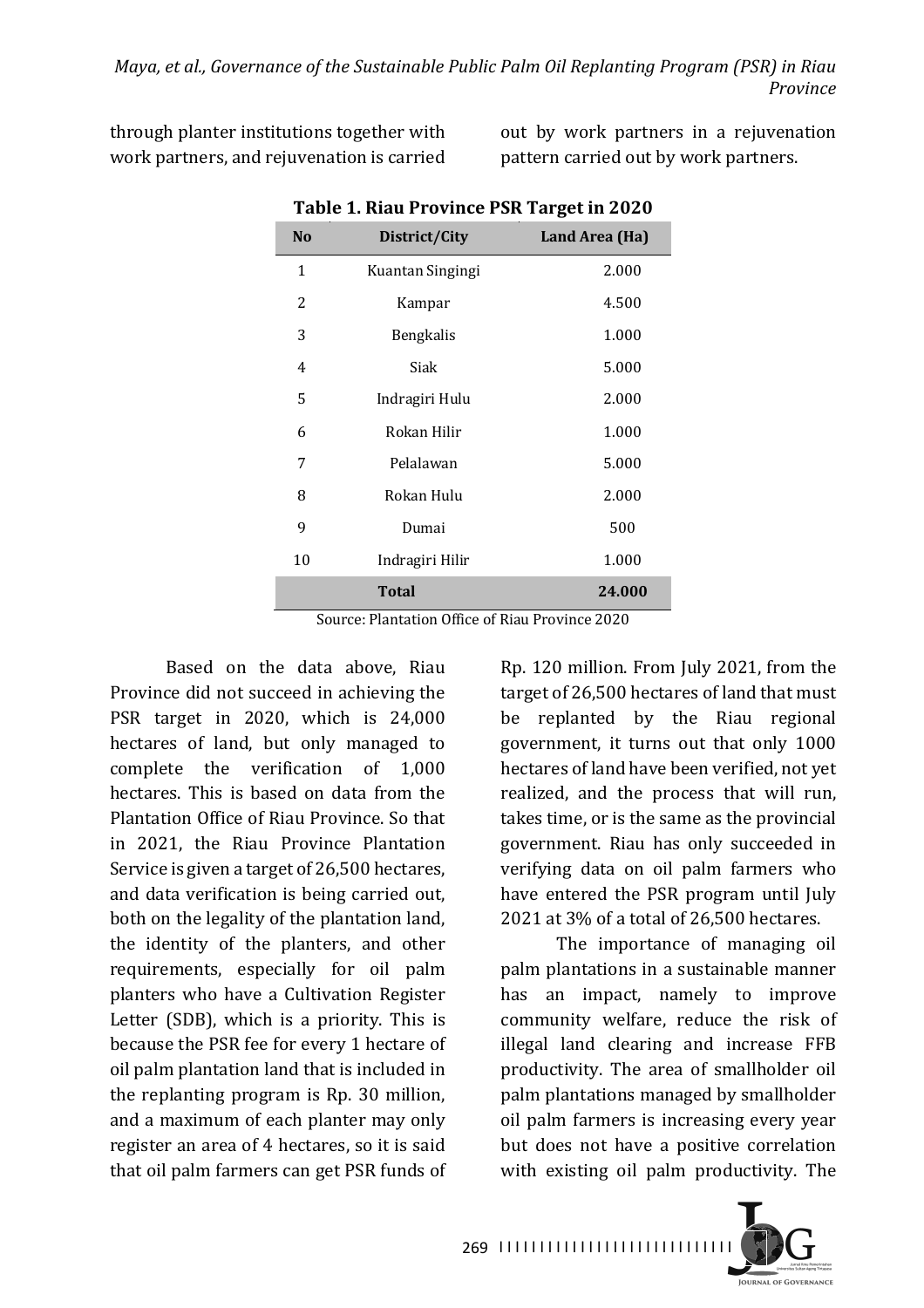through planter institutions together with work partners, and rejuvenation is carried out by work partners in a rejuvenation pattern carried out by work partners.

**Table 1. Riau Province PSR Target in 2020**

| No | District/City | Land Area (Ha) |
|---|---|---|
| 1 | Kuantan Singingi | 2.000 |
| 2 | Kampar | 4.500 |
| 3 | Bengkalis | 1.000 |
| 4 | Siak | 5.000 |
| 5 | Indragiri Hulu | 2.000 |
| 6 | Rokan Hilir | 1.000 |
| 7 | Pelalawan | 5.000 |
| 8 | Rokan Hulu | 2.000 |
| 9 | Dumai | 500 |
| 10 | Indragiri Hilir | 1.000 |
| | **Total** | **24.000** |

Source: Plantation Office of Riau Province 2020

Based on the data above, Riau Province did not succeed in achieving the PSR target in 2020, which is 24,000 hectares of land, but only managed to complete the verification of 1,000 hectares. This is based on data from the Plantation Office of Riau Province. So that in 2021, the Riau Province Plantation Service is given a target of 26,500 hectares, and data verification is being carried out, both on the legality of the plantation land, the identity of the planters, and other requirements, especially for oil palm planters who have a Cultivation Register Letter (SDB), which is a priority. This is because the PSR fee for every 1 hectare of oil palm plantation land that is included in the replanting program is Rp. 30 million, and a maximum of each planter may only register an area of 4 hectares, so it is said that oil palm farmers can get PSR funds of Rp. 120 million. From July 2021, from the target of 26,500 hectares of land that must be replanted by the Riau regional government, it turns out that only 1000 hectares of land have been verified, not yet realized, and the process that will run, takes time, or is the same as the provincial government. Riau has only succeeded in verifying data on oil palm farmers who have entered the PSR program until July 2021 at 3% of a total of 26,500 hectares.

The importance of managing oil palm plantations in a sustainable manner has an impact, namely to improve community welfare, reduce the risk of illegal land clearing and increase FFB productivity. The area of smallholder oil palm plantations managed by smallholder oil palm farmers is increasing every year but does not have a positive correlation with existing oil palm productivity. The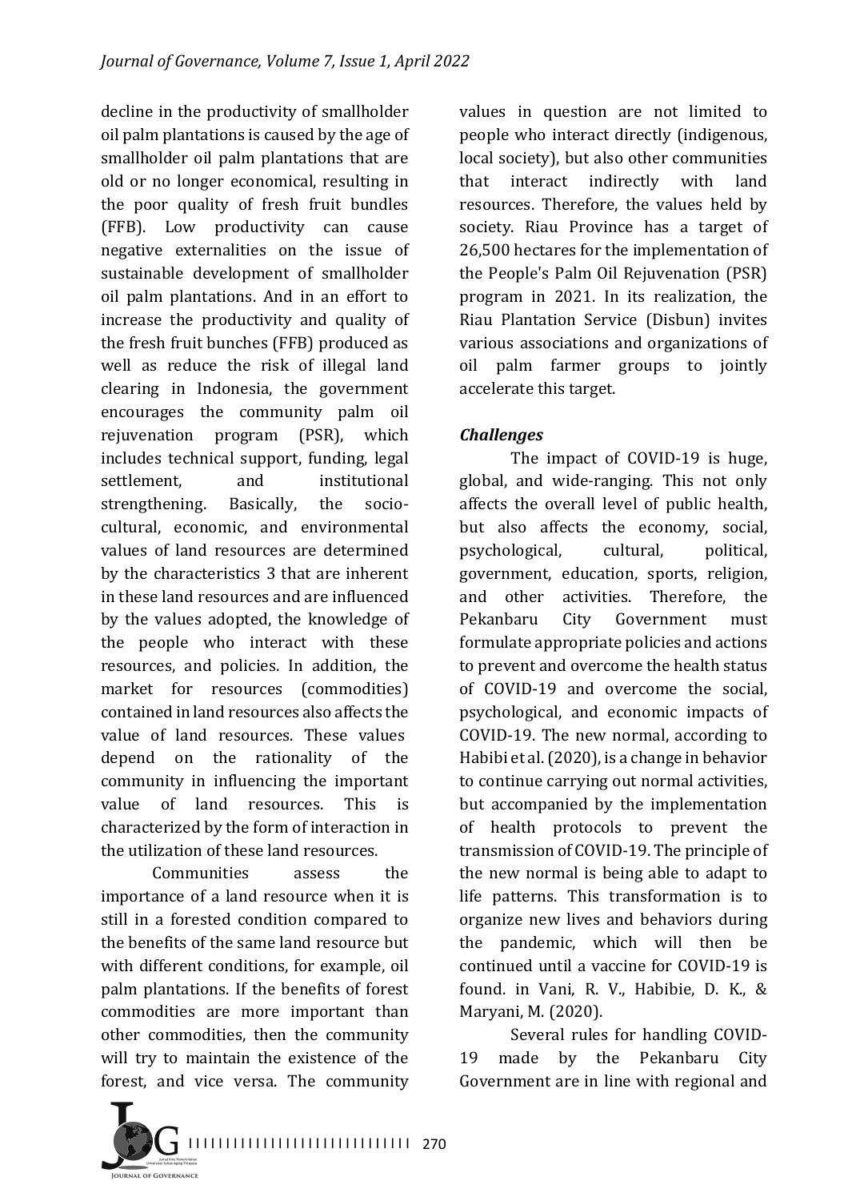decline in the productivity of smallholder oil palm plantations is caused by the age of smallholder oil palm plantations that are old or no longer economical, resulting in the poor quality of fresh fruit bundles (FFB). Low productivity can cause negative externalities on the issue of sustainable development of smallholder oil palm plantations. And in an effort to increase the productivity and quality of the fresh fruit bunches (FFB) produced as well as reduce the risk of illegal land clearing in Indonesia, the government encourages the community palm oil rejuvenation program (PSR), which includes technical support, funding, legal settlement, and institutional strengthening. Basically, the socio-cultural, economic, and environmental values of land resources are determined by the characteristics 3 that are inherent in these land resources and are influenced by the values adopted, the knowledge of the people who interact with these resources, and policies. In addition, the market for resources (commodities) contained in land resources also affects the value of land resources. These values depend on the rationality of the community in influencing the important value of land resources. This is characterized by the form of interaction in the utilization of these land resources.

Communities assess the importance of a land resource when it is still in a forested condition compared to the benefits of the same land resource but with different conditions, for example, oil palm plantations. If the benefits of forest commodities are more important than other commodities, then the community will try to maintain the existence of the forest, and vice versa. The community values in question are not limited to people who interact directly (indigenous, local society), but also other communities that interact indirectly with land resources. Therefore, the values held by society. Riau Province has a target of 26,500 hectares for the implementation of the People's Palm Oil Rejuvenation (PSR) program in 2021. In its realization, the Riau Plantation Service (Disbun) invites various associations and organizations of oil palm farmer groups to jointly accelerate this target.

### *Challenges*

The impact of COVID-19 is huge, global, and wide-ranging. This not only affects the overall level of public health, but also affects the economy, social, psychological, cultural, political, government, education, sports, religion, and other activities. Therefore, the Pekanbaru City Government must formulate appropriate policies and actions to prevent and overcome the health status of COVID-19 and overcome the social, psychological, and economic impacts of COVID-19. The new normal, according to Habibi et al. (2020), is a change in behavior to continue carrying out normal activities, but accompanied by the implementation of health protocols to prevent the transmission of COVID-19. The principle of the new normal is being able to adapt to life patterns. This transformation is to organize new lives and behaviors during the pandemic, which will then be continued until a vaccine for COVID-19 is found. in Vani, R. V., Habibie, D. K., & Maryani, M. (2020).

Several rules for handling COVID-19 made by the Pekanbaru City Government are in line with regional and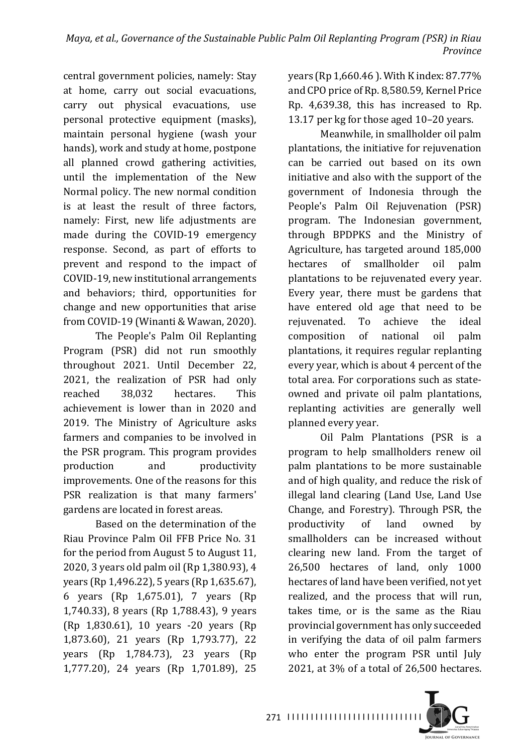central government policies, namely: Stay at home, carry out social evacuations, carry out physical evacuations, use personal protective equipment (masks), maintain personal hygiene (wash your hands), work and study at home, postpone all planned crowd gathering activities, until the implementation of the New Normal policy. The new normal condition is at least the result of three factors, namely: First, new life adjustments are made during the COVID-19 emergency response. Second, as part of efforts to prevent and respond to the impact of COVID-19, new institutional arrangements and behaviors; third, opportunities for change and new opportunities that arise from COVID-19 (Winanti & Wawan, 2020).

The People's Palm Oil Replanting Program (PSR) did not run smoothly throughout 2021. Until December 22, 2021, the realization of PSR had only reached 38,032 hectares. This achievement is lower than in 2020 and 2019. The Ministry of Agriculture asks farmers and companies to be involved in the PSR program. This program provides production and productivity improvements. One of the reasons for this PSR realization is that many farmers' gardens are located in forest areas.

Based on the determination of the Riau Province Palm Oil FFB Price No. 31 for the period from August 5 to August 11, 2020, 3 years old palm oil (Rp 1,380.93), 4 years (Rp 1,496.22), 5 years (Rp 1,635.67), 6 years (Rp 1,675.01), 7 years (Rp 1,740.33), 8 years (Rp 1,788.43), 9 years (Rp 1,830.61), 10 years -20 years (Rp 1,873.60), 21 years (Rp 1,793.77), 22 years (Rp 1,784.73), 23 years (Rp 1,777.20), 24 years (Rp 1,701.89), 25 years (Rp 1,660.46 ). With K index: 87.77% and CPO price of Rp. 8,580.59, Kernel Price Rp. 4,639.38, this has increased to Rp. 13.17 per kg for those aged 10–20 years.

Meanwhile, in smallholder oil palm plantations, the initiative for rejuvenation can be carried out based on its own initiative and also with the support of the government of Indonesia through the People's Palm Oil Rejuvenation (PSR) program. The Indonesian government, through BPDPKS and the Ministry of Agriculture, has targeted around 185,000 hectares of smallholder oil palm plantations to be rejuvenated every year. Every year, there must be gardens that have entered old age that need to be rejuvenated. To achieve the ideal composition of national oil palm plantations, it requires regular replanting every year, which is about 4 percent of the total area. For corporations such as state-owned and private oil palm plantations, replanting activities are generally well planned every year.

Oil Palm Plantations (PSR is a program to help smallholders renew oil palm plantations to be more sustainable and of high quality, and reduce the risk of illegal land clearing (Land Use, Land Use Change, and Forestry). Through PSR, the productivity of land owned by smallholders can be increased without clearing new land. From the target of 26,500 hectares of land, only 1000 hectares of land have been verified, not yet realized, and the process that will run, takes time, or is the same as the Riau provincial government has only succeeded in verifying the data of oil palm farmers who enter the program PSR until July 2021, at 3% of a total of 26,500 hectares.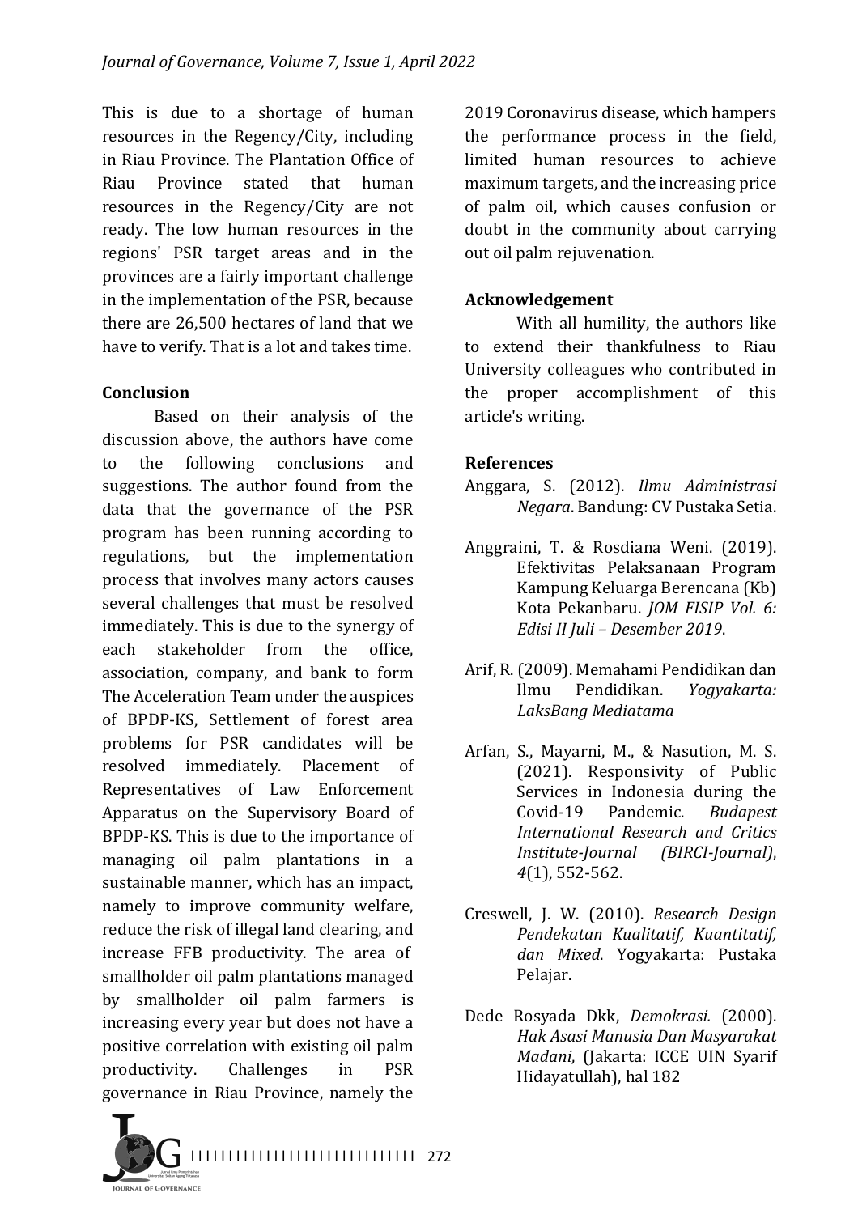This is due to a shortage of human resources in the Regency/City, including in Riau Province. The Plantation Office of Riau Province stated that human resources in the Regency/City are not ready. The low human resources in the regions' PSR target areas and in the provinces are a fairly important challenge in the implementation of the PSR, because there are 26,500 hectares of land that we have to verify. That is a lot and takes time.

### Conclusion

Based on their analysis of the discussion above, the authors have come to the following conclusions and suggestions. The author found from the data that the governance of the PSR program has been running according to regulations, but the implementation process that involves many actors causes several challenges that must be resolved immediately. This is due to the synergy of each stakeholder from the office, association, company, and bank to form The Acceleration Team under the auspices of BPDP-KS, Settlement of forest area problems for PSR candidates will be resolved immediately. Placement of Representatives of Law Enforcement Apparatus on the Supervisory Board of BPDP-KS. This is due to the importance of managing oil palm plantations in a sustainable manner, which has an impact, namely to improve community welfare, reduce the risk of illegal land clearing, and increase FFB productivity. The area of smallholder oil palm plantations managed by smallholder oil palm farmers is increasing every year but does not have a positive correlation with existing oil palm productivity. Challenges in PSR governance in Riau Province, namely the 2019 Coronavirus disease, which hampers the performance process in the field, limited human resources to achieve maximum targets, and the increasing price of palm oil, which causes confusion or doubt in the community about carrying out oil palm rejuvenation.

### Acknowledgement

With all humility, the authors like to extend their thankfulness to Riau University colleagues who contributed in the proper accomplishment of this article's writing.

### References

Anggara, S. (2012). *Ilmu Administrasi Negara*. Bandung: CV Pustaka Setia.

Anggraini, T. & Rosdiana Weni. (2019). Efektivitas Pelaksanaan Program Kampung Keluarga Berencana (Kb) Kota Pekanbaru. *JOM FISIP Vol. 6: Edisi II Juli – Desember 2019*.

Arif, R. (2009). Memahami Pendidikan dan Ilmu Pendidikan. *Yogyakarta: LaksBang Mediatama*

Arfan, S., Mayarni, M., & Nasution, M. S. (2021). Responsivity of Public Services in Indonesia during the Covid-19 Pandemic. *Budapest International Research and Critics Institute-Journal (BIRCI-Journal)*, *4*(1), 552-562.

Creswell, J. W. (2010). *Research Design Pendekatan Kualitatif, Kuantitatif, dan Mixed*. Yogyakarta: Pustaka Pelajar.

Dede Rosyada Dkk, *Demokrasi.* (2000). *Hak Asasi Manusia Dan Masyarakat Madani*, (Jakarta: ICCE UIN Syarif Hidayatullah), hal 182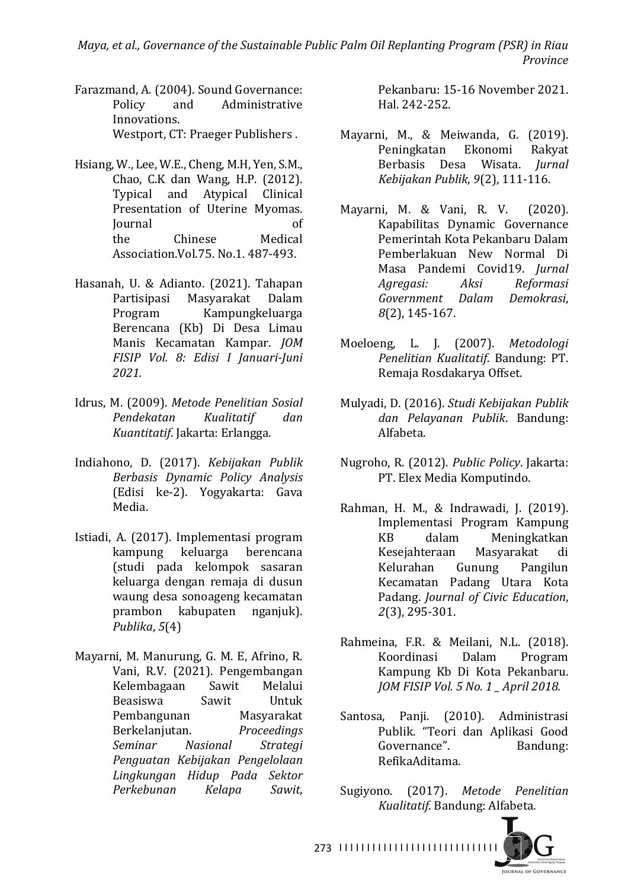Farazmand, A. (2004). Sound Governance: Policy and Administrative Innovations. Westport, CT: Praeger Publishers .

Hsiang, W., Lee, W.E., Cheng, M.H, Yen, S.M., Chao, C.K dan Wang, H.P. (2012). Typical and Atypical Clinical Presentation of Uterine Myomas. Journal of the Chinese Medical Association.Vol.75. No.1. 487-493.

Hasanah, U. & Adianto. (2021). Tahapan Partisipasi Masyarakat Dalam Program Kampungkeluarga Berencana (Kb) Di Desa Limau Manis Kecamatan Kampar. *JOM FISIP Vol. 8: Edisi I Januari-Juni 2021.*

Idrus, M. (2009). *Metode Penelitian Sosial Pendekatan Kualitatif dan Kuantitatif*. Jakarta: Erlangga.

Indiahono, D. (2017). *Kebijakan Publik Berbasis Dynamic Policy Analysis* (Edisi ke-2). Yogyakarta: Gava Media.

Istiadi, A. (2017). Implementasi program kampung keluarga berencana (studi pada kelompok sasaran keluarga dengan remaja di dusun waung desa sonoageng kecamatan prambon kabupaten nganjuk). *Publika*, *5*(4)

Mayarni, M. Manurung, G. M. E, Afrino, R. Vani, R.V. (2021). Pengembangan Kelembagaan Sawit Melalui Beasiswa Sawit Untuk Pembangunan Masyarakat Berkelanjutan. *Proceedings Seminar Nasional Strategi Penguatan Kebijakan Pengelolaan Lingkungan Hidup Pada Sektor Perkebunan Kelapa Sawit*, Pekanbaru: 15-16 November 2021. Hal. 242-252.

Mayarni, M., & Meiwanda, G. (2019). Peningkatan Ekonomi Rakyat Berbasis Desa Wisata. *Jurnal Kebijakan Publik*, *9*(2), 111-116.

Mayarni, M. & Vani, R. V. (2020). Kapabilitas Dynamic Governance Pemerintah Kota Pekanbaru Dalam Pemberlakuan New Normal Di Masa Pandemi Covid19. *Jurnal Agregasi: Aksi Reformasi Government Dalam Demokrasi*, *8*(2), 145-167.

Moeloeng, L. J. (2007). *Metodologi Penelitian Kualitatif*. Bandung: PT. Remaja Rosdakarya Offset.

Mulyadi, D. (2016). *Studi Kebijakan Publik dan Pelayanan Publik*. Bandung: Alfabeta.

Nugroho, R. (2012). *Public Policy*. Jakarta: PT. Elex Media Komputindo.

Rahman, H. M., & Indrawadi, J. (2019). Implementasi Program Kampung KB dalam Meningkatkan Kesejahteraan Masyarakat di Kelurahan Gunung Pangilun Kecamatan Padang Utara Kota Padang. *Journal of Civic Education*, *2*(3), 295-301.

Rahmeina, F.R. & Meilani, N.L. (2018). Koordinasi Dalam Program Kampung Kb Di Kota Pekanbaru. *JOM FISIP Vol. 5 No. 1 _ April 2018.*

Santosa, Panji. (2010). Administrasi Publik. "Teori dan Aplikasi Good Governance". Bandung: RefikaAditama.

Sugiyono. (2017). *Metode Penelitian Kualitatif*. Bandung: Alfabeta.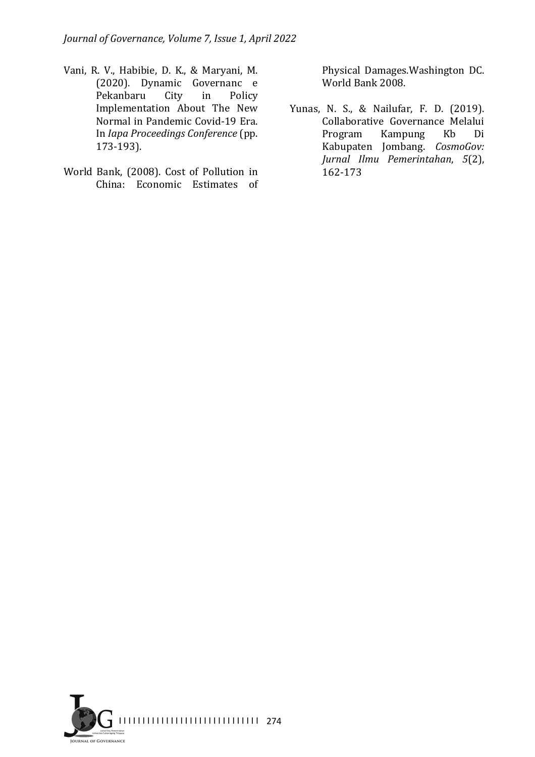Vani, R. V., Habibie, D. K., & Maryani, M. (2020). Dynamic Governanc e Pekanbaru City in Policy Implementation About The New Normal in Pandemic Covid-19 Era. In *Iapa Proceedings Conference* (pp. 173-193).

World Bank, (2008). Cost of Pollution in China: Economic Estimates of Physical Damages.Washington DC. World Bank 2008.

Yunas, N. S., & Nailufar, F. D. (2019). Collaborative Governance Melalui Program Kampung Kb Di Kabupaten Jombang. *CosmoGov: Jurnal Ilmu Pemerintahan*, *5*(2), 162-173